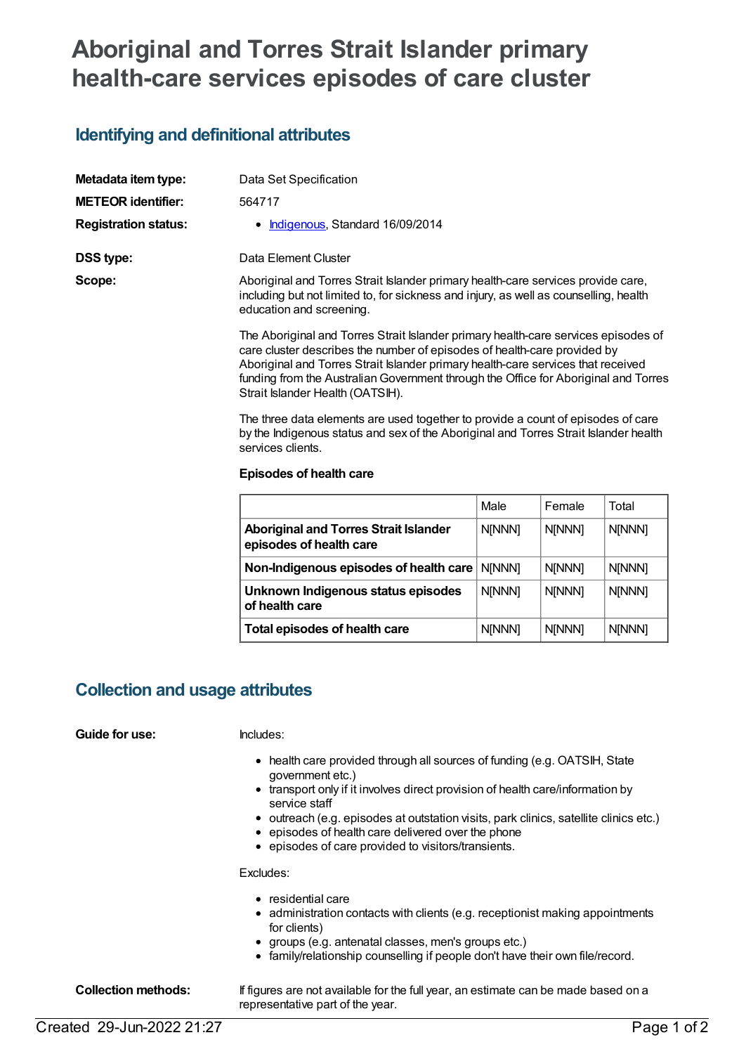# Aboriginal and Torres Strait Islander primary health-care services episodes of care cluster

## Identifying and definitional attributes

**Metadata item type:** Data Set Specification

**METEOR identifier:** 564717

**Registration status:**

- Indigenous, Standard 16/09/2014

**DSS type:** Data Element Cluster

**Scope:**

Aboriginal and Torres Strait Islander primary health-care services provide care, including but not limited to, for sickness and injury, as well as counselling, health education and screening.

The Aboriginal and Torres Strait Islander primary health-care services episodes of care cluster describes the number of episodes of health-care provided by Aboriginal and Torres Strait Islander primary health-care services that received funding from the Australian Government through the Office for Aboriginal and Torres Strait Islander Health (OATSIH).

The three data elements are used together to provide a count of episodes of care by the Indigenous status and sex of the Aboriginal and Torres Strait Islander health services clients.

**Episodes of health care**

| | Male | Female | Total |
|---|---|---|---|
| **Aboriginal and Torres Strait Islander episodes of health care** | N[NNN] | N[NNN] | N[NNN] |
| **Non-Indigenous episodes of health care** | N[NNN] | N[NNN] | N[NNN] |
| **Unknown Indigenous status episodes of health care** | N[NNN] | N[NNN] | N[NNN] |
| **Total episodes of health care** | N[NNN] | N[NNN] | N[NNN] |

## Collection and usage attributes

**Guide for use:**

Includes:

- health care provided through all sources of funding (e.g. OATSIH, State government etc.)
- transport only if it involves direct provision of health care/information by service staff
- outreach (e.g. episodes at outstation visits, park clinics, satellite clinics etc.)
- episodes of health care delivered over the phone
- episodes of care provided to visitors/transients.

Excludes:

- residential care
- administration contacts with clients (e.g. receptionist making appointments for clients)
- groups (e.g. antenatal classes, men's groups etc.)
- family/relationship counselling if people don't have their own file/record.

**Collection methods:**

If figures are not available for the full year, an estimate can be made based on a representative part of the year.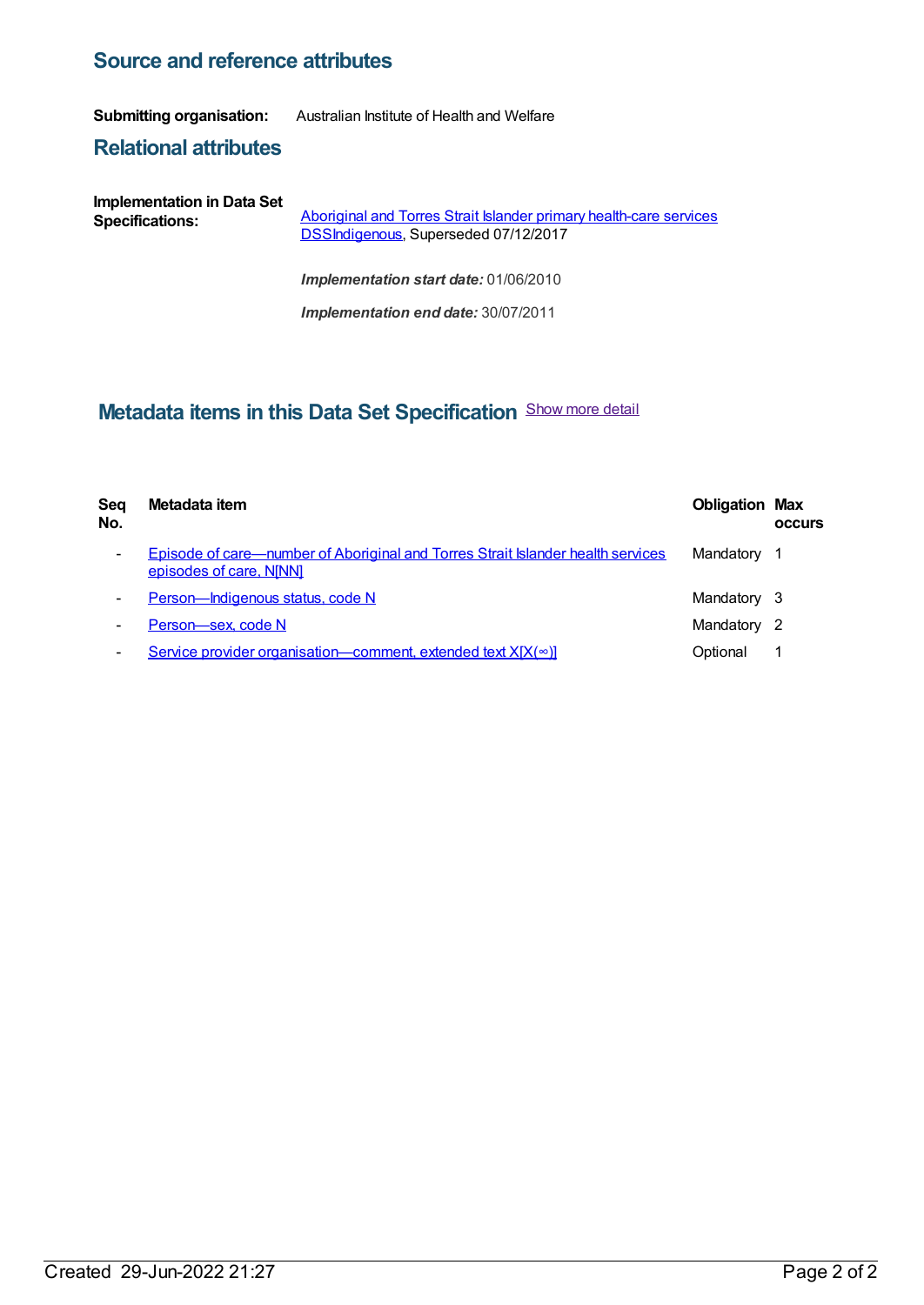## Source and reference attributes

**Submitting organisation:** Australian Institute of Health and Welfare

## Relational attributes

**Implementation in Data Set Specifications:**

Aboriginal and Torres Strait Islander primary health-care services DSSIndigenous, Superseded 07/12/2017

***Implementation start date:*** 01/06/2010

***Implementation end date:*** 30/07/2011

## Metadata items in this Data Set Specification

Show more detail

| Seq No. | Metadata item | Obligation | Max occurs |
|---|---|---|---|
| - | Episode of care—number of Aboriginal and Torres Strait Islander health services episodes of care, N[NN] | Mandatory | 1 |
| - | Person—Indigenous status, code N | Mandatory | 3 |
| - | Person—sex, code N | Mandatory | 2 |
| - | Service provider organisation—comment, extended text X[X(∞)] | Optional | 1 |

Created 29-Jun-2022 21:27